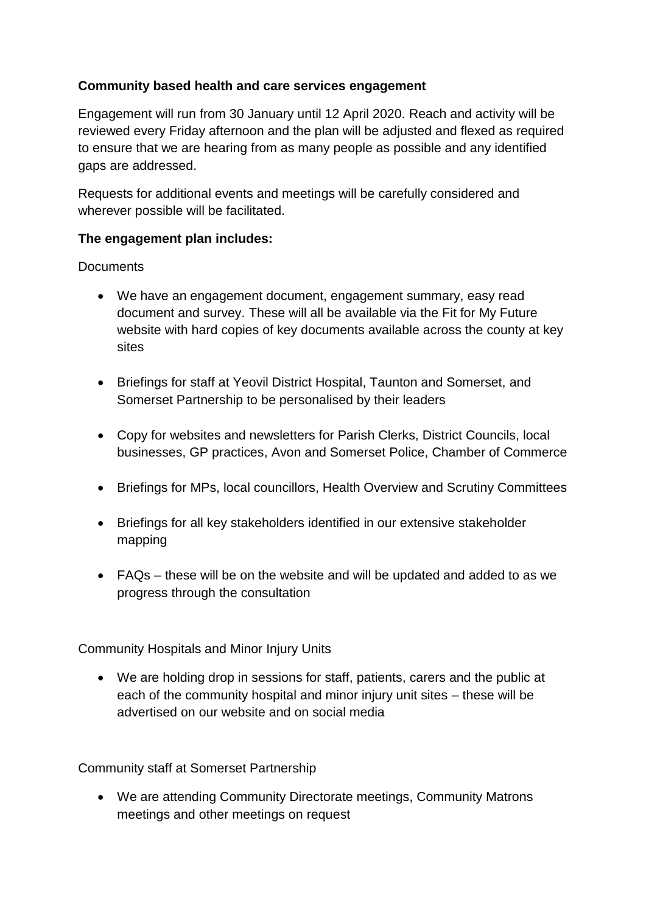**Community based health and care services engagement**

Engagement will run from 30 January until 12 April 2020. Reach and activity will be reviewed every Friday afternoon and the plan will be adjusted and flexed as required to ensure that we are hearing from as many people as possible and any identified gaps are addressed.

Requests for additional events and meetings will be carefully considered and wherever possible will be facilitated.

**The engagement plan includes:**

Documents

- We have an engagement document, engagement summary, easy read document and survey. These will all be available via the Fit for My Future website with hard copies of key documents available across the county at key sites
- Briefings for staff at Yeovil District Hospital, Taunton and Somerset, and Somerset Partnership to be personalised by their leaders
- Copy for websites and newsletters for Parish Clerks, District Councils, local businesses, GP practices, Avon and Somerset Police, Chamber of Commerce
- Briefings for MPs, local councillors, Health Overview and Scrutiny Committees
- Briefings for all key stakeholders identified in our extensive stakeholder mapping
- FAQs – these will be on the website and will be updated and added to as we progress through the consultation

Community Hospitals and Minor Injury Units

- We are holding drop in sessions for staff, patients, carers and the public at each of the community hospital and minor injury unit sites – these will be advertised on our website and on social media

Community staff at Somerset Partnership

- We are attending Community Directorate meetings, Community Matrons meetings and other meetings on request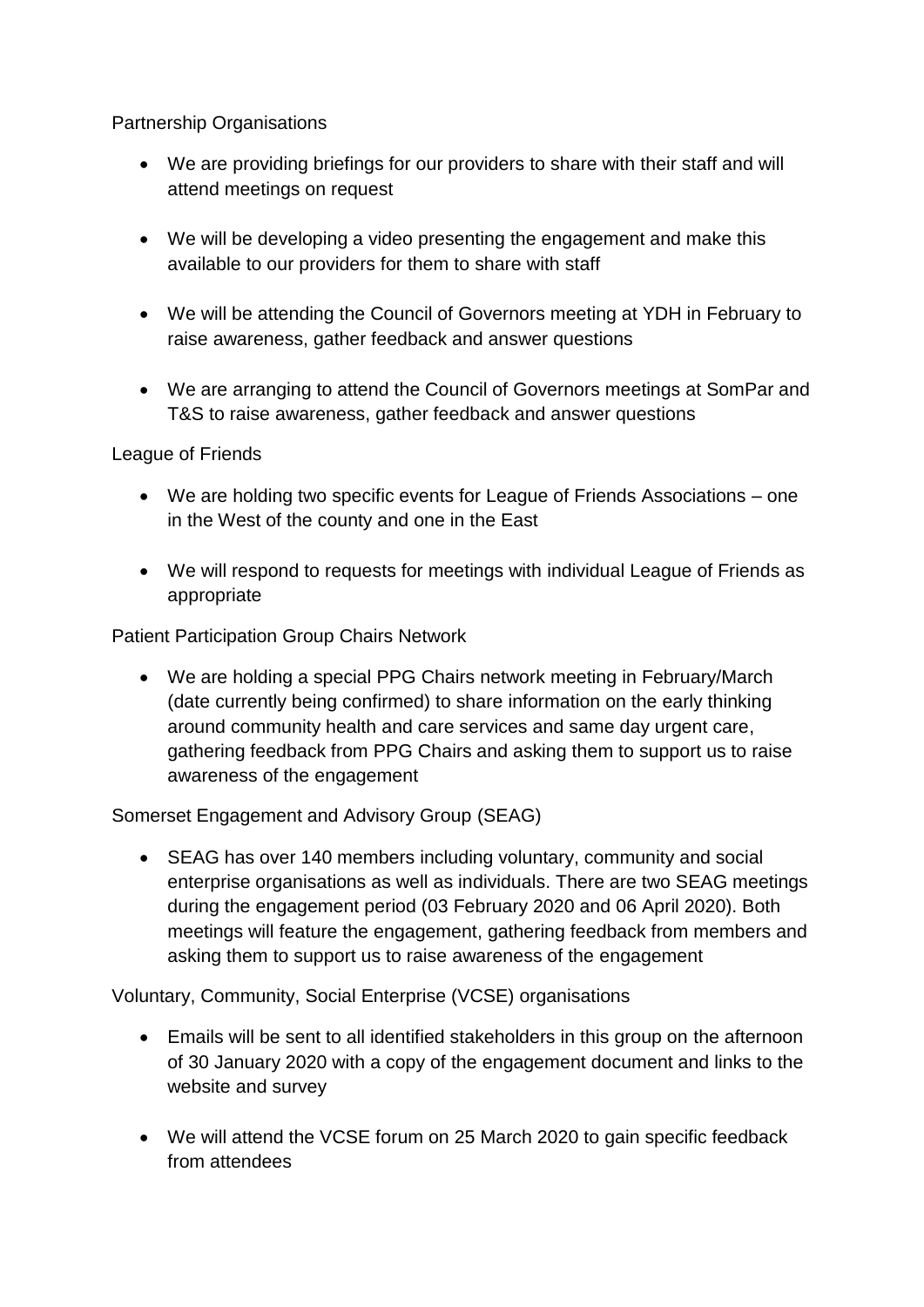Partnership Organisations

- We are providing briefings for our providers to share with their staff and will attend meetings on request
- We will be developing a video presenting the engagement and make this available to our providers for them to share with staff
- We will be attending the Council of Governors meeting at YDH in February to raise awareness, gather feedback and answer questions
- We are arranging to attend the Council of Governors meetings at SomPar and T&S to raise awareness, gather feedback and answer questions

League of Friends

- We are holding two specific events for League of Friends Associations – one in the West of the county and one in the East
- We will respond to requests for meetings with individual League of Friends as appropriate

Patient Participation Group Chairs Network

- We are holding a special PPG Chairs network meeting in February/March (date currently being confirmed) to share information on the early thinking around community health and care services and same day urgent care, gathering feedback from PPG Chairs and asking them to support us to raise awareness of the engagement

Somerset Engagement and Advisory Group (SEAG)

- SEAG has over 140 members including voluntary, community and social enterprise organisations as well as individuals. There are two SEAG meetings during the engagement period (03 February 2020 and 06 April 2020). Both meetings will feature the engagement, gathering feedback from members and asking them to support us to raise awareness of the engagement

Voluntary, Community, Social Enterprise (VCSE) organisations

- Emails will be sent to all identified stakeholders in this group on the afternoon of 30 January 2020 with a copy of the engagement document and links to the website and survey
- We will attend the VCSE forum on 25 March 2020 to gain specific feedback from attendees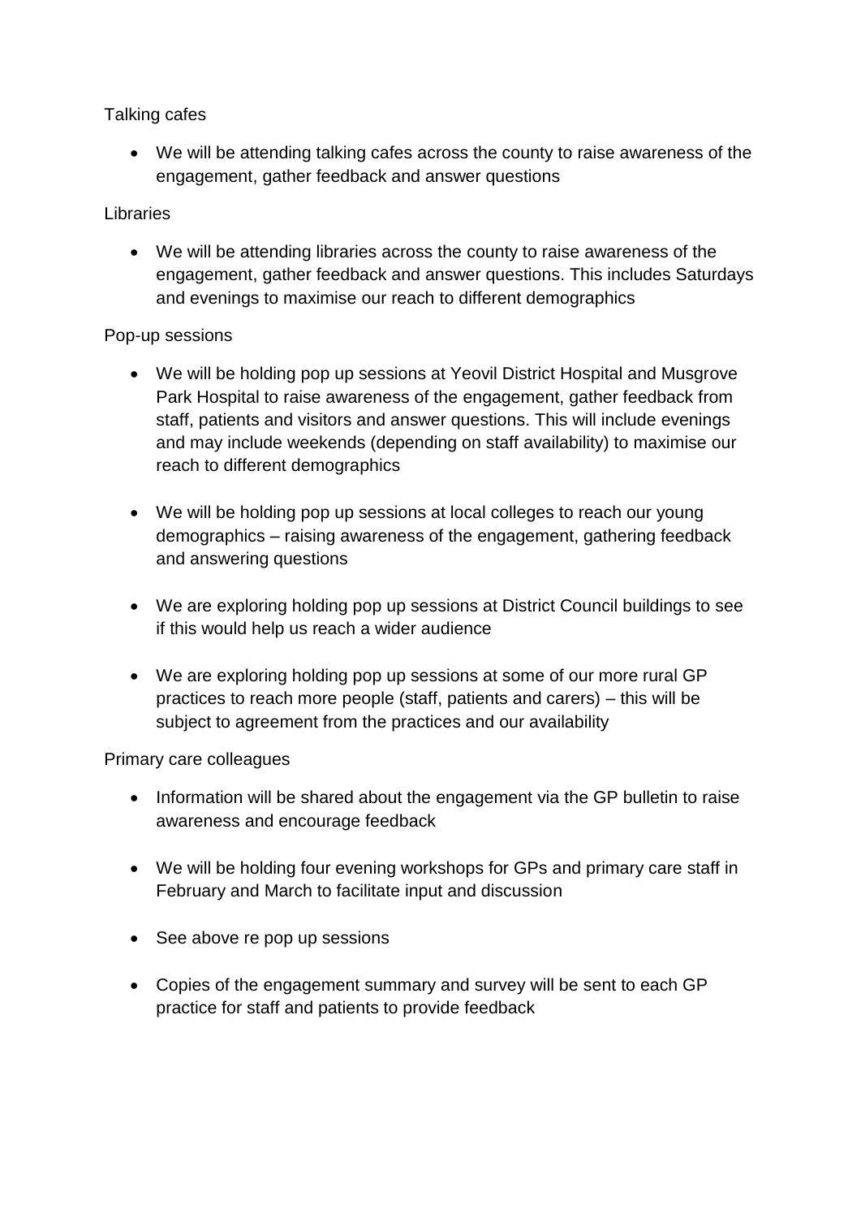Talking cafes

- We will be attending talking cafes across the county to raise awareness of the engagement, gather feedback and answer questions

Libraries

- We will be attending libraries across the county to raise awareness of the engagement, gather feedback and answer questions. This includes Saturdays and evenings to maximise our reach to different demographics

Pop-up sessions

- We will be holding pop up sessions at Yeovil District Hospital and Musgrove Park Hospital to raise awareness of the engagement, gather feedback from staff, patients and visitors and answer questions. This will include evenings and may include weekends (depending on staff availability) to maximise our reach to different demographics

- We will be holding pop up sessions at local colleges to reach our young demographics – raising awareness of the engagement, gathering feedback and answering questions

- We are exploring holding pop up sessions at District Council buildings to see if this would help us reach a wider audience

- We are exploring holding pop up sessions at some of our more rural GP practices to reach more people (staff, patients and carers) – this will be subject to agreement from the practices and our availability

Primary care colleagues

- Information will be shared about the engagement via the GP bulletin to raise awareness and encourage feedback

- We will be holding four evening workshops for GPs and primary care staff in February and March to facilitate input and discussion

- See above re pop up sessions

- Copies of the engagement summary and survey will be sent to each GP practice for staff and patients to provide feedback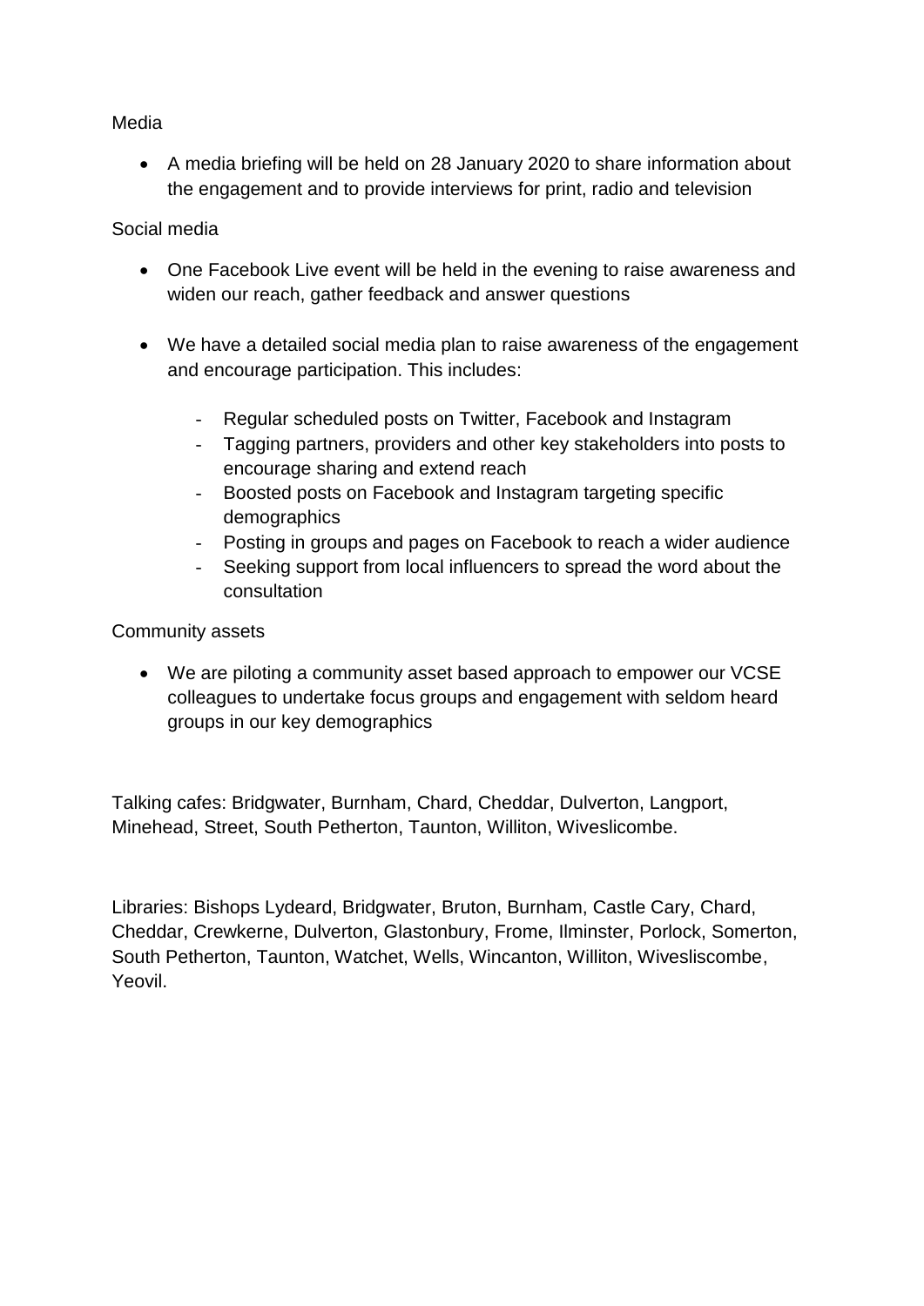Media

- A media briefing will be held on 28 January 2020 to share information about the engagement and to provide interviews for print, radio and television

Social media

- One Facebook Live event will be held in the evening to raise awareness and widen our reach, gather feedback and answer questions

- We have a detailed social media plan to raise awareness of the engagement and encourage participation. This includes:

    - Regular scheduled posts on Twitter, Facebook and Instagram
    - Tagging partners, providers and other key stakeholders into posts to encourage sharing and extend reach
    - Boosted posts on Facebook and Instagram targeting specific demographics
    - Posting in groups and pages on Facebook to reach a wider audience
    - Seeking support from local influencers to spread the word about the consultation

Community assets

- We are piloting a community asset based approach to empower our VCSE colleagues to undertake focus groups and engagement with seldom heard groups in our key demographics

Talking cafes: Bridgwater, Burnham, Chard, Cheddar, Dulverton, Langport, Minehead, Street, South Petherton, Taunton, Williton, Wiveslicombe.

Libraries: Bishops Lydeard, Bridgwater, Bruton, Burnham, Castle Cary, Chard, Cheddar, Crewkerne, Dulverton, Glastonbury, Frome, Ilminster, Porlock, Somerton, South Petherton, Taunton, Watchet, Wells, Wincanton, Williton, Wivesliscombe, Yeovil.